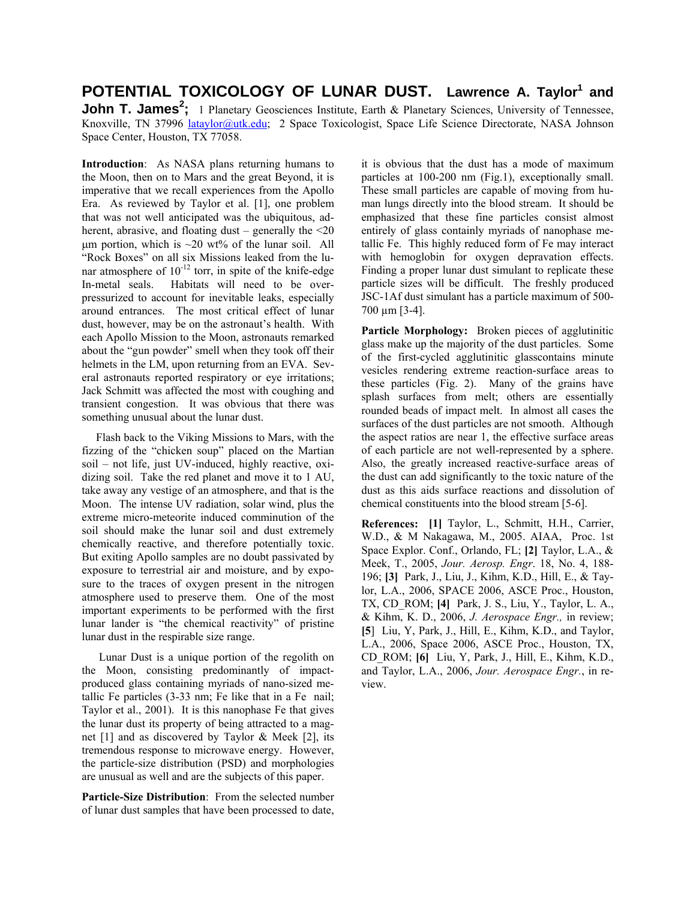# POTENTIAL TOXICOLOGY OF LUNAR DUST.

**Lawrence A. Taylor[1] and John T. James[2];** 1 Planetary Geosciences Institute, Earth & Planetary Sciences, University of Tennessee, Knoxville, TN 37996 lataylor@utk.edu; 2 Space Toxicologist, Space Life Science Directorate, NASA Johnson Space Center, Houston, TX 77058.

**Introduction**: As NASA plans returning humans to the Moon, then on to Mars and the great Beyond, it is imperative that we recall experiences from the Apollo Era. As reviewed by Taylor et al. [1], one problem that was not well anticipated was the ubiquitous, adherent, abrasive, and floating dust – generally the <20 μm portion, which is ~20 wt% of the lunar soil. All "Rock Boxes" on all six Missions leaked from the lunar atmosphere of $10^{-12}$ torr, in spite of the knife-edge In-metal seals. Habitats will need to be over-pressurized to account for inevitable leaks, especially around entrances. The most critical effect of lunar dust, however, may be on the astronaut's health. With each Apollo Mission to the Moon, astronauts remarked about the "gun powder" smell when they took off their helmets in the LM, upon returning from an EVA. Several astronauts reported respiratory or eye irritations; Jack Schmitt was affected the most with coughing and transient congestion. It was obvious that there was something unusual about the lunar dust.

Flash back to the Viking Missions to Mars, with the fizzing of the "chicken soup" placed on the Martian soil – not life, just UV-induced, highly reactive, oxidizing soil. Take the red planet and move it to 1 AU, take away any vestige of an atmosphere, and that is the Moon. The intense UV radiation, solar wind, plus the extreme micro-meteorite induced comminution of the soil should make the lunar soil and dust extremely chemically reactive, and therefore potentially toxic. But exiting Apollo samples are no doubt passivated by exposure to terrestrial air and moisture, and by exposure to the traces of oxygen present in the nitrogen atmosphere used to preserve them. One of the most important experiments to be performed with the first lunar lander is "the chemical reactivity" of pristine lunar dust in the respirable size range.

Lunar Dust is a unique portion of the regolith on the Moon, consisting predominantly of impact-produced glass containing myriads of nano-sized metallic Fe particles (3-33 nm; Fe like that in a Fe nail; Taylor et al., 2001). It is this nanophase Fe that gives the lunar dust its property of being attracted to a magnet [1] and as discovered by Taylor & Meek [2], its tremendous response to microwave energy. However, the particle-size distribution (PSD) and morphologies are unusual as well and are the subjects of this paper.

**Particle-Size Distribution**: From the selected number of lunar dust samples that have been processed to date, it is obvious that the dust has a mode of maximum particles at 100-200 nm (Fig.1), exceptionally small. These small particles are capable of moving from human lungs directly into the blood stream. It should be emphasized that these fine particles consist almost entirely of glass containly myriads of nanophase metallic Fe. This highly reduced form of Fe may interact with hemoglobin for oxygen depravation effects. Finding a proper lunar dust simulant to replicate these particle sizes will be difficult. The freshly produced JSC-1Af dust simulant has a particle maximum of 500-700 μm [3-4].

**Particle Morphology:** Broken pieces of agglutinitic glass make up the majority of the dust particles. Some of the first-cycled agglutinitic glasscontains minute vesicles rendering extreme reaction-surface areas to these particles (Fig. 2). Many of the grains have splash surfaces from melt; others are essentially rounded beads of impact melt. In almost all cases the surfaces of the dust particles are not smooth. Although the aspect ratios are near 1, the effective surface areas of each particle are not well-represented by a sphere. Also, the greatly increased reactive-surface areas of the dust can add significantly to the toxic nature of the dust as this aids surface reactions and dissolution of chemical constituents into the blood stream [5-6].

**References:** **[1]** Taylor, L., Schmitt, H.H., Carrier, W.D., & M Nakagawa, M., 2005. AIAA, Proc. 1st Space Explor. Conf., Orlando, FL; **[2]** Taylor, L.A., & Meek, T., 2005, *Jour. Aerosp. Engr*. 18, No. 4, 188-196; **[3]** Park, J., Liu, J., Kihm, K.D., Hill, E., & Taylor, L.A., 2006, SPACE 2006, ASCE Proc., Houston, TX, CD_ROM; **[4]** Park, J. S., Liu, Y., Taylor, L. A., & Kihm, K. D., 2006, *J. Aerospace Engr.,* in review; **[5]** Liu, Y, Park, J., Hill, E., Kihm, K.D., and Taylor, L.A., 2006, Space 2006, ASCE Proc., Houston, TX, CD_ROM; **[6]** Liu, Y, Park, J., Hill, E., Kihm, K.D., and Taylor, L.A., 2006, *Jour. Aerospace Engr.*, in review.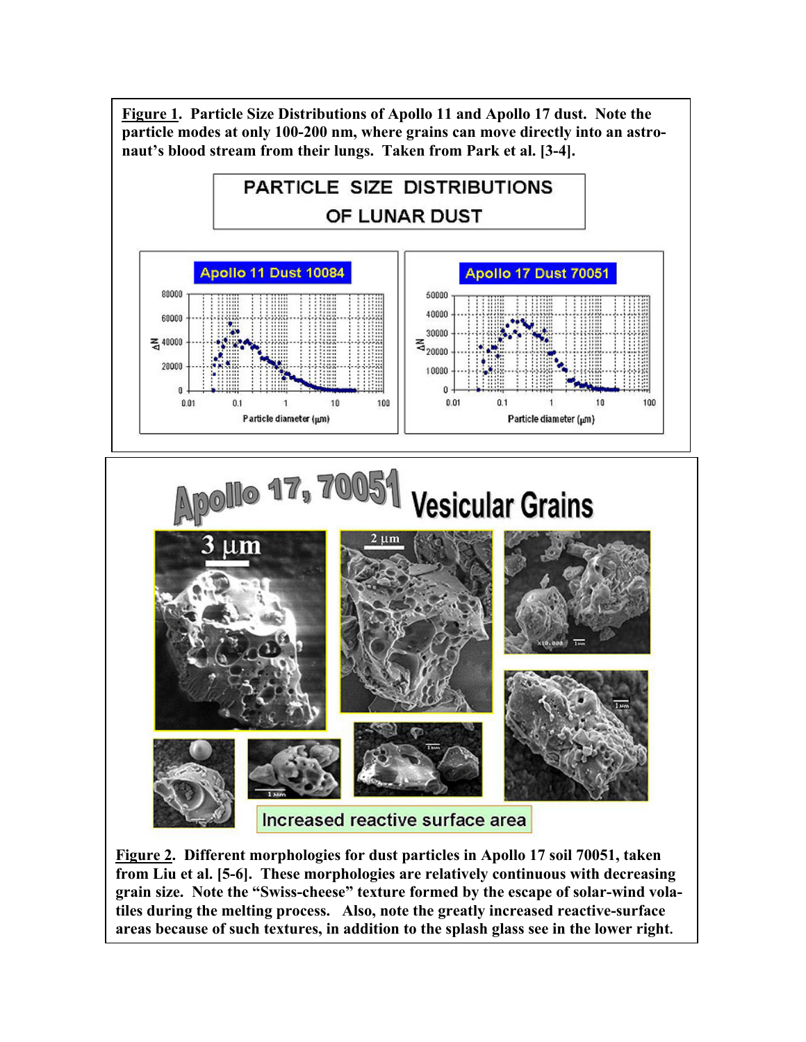**Figure 1**. Particle Size Distributions of Apollo 11 and Apollo 17 dust. Note the particle modes at only 100-200 nm, where grains can move directly into an astronaut's blood stream from their lungs. Taken from Park et al. [3-4].

PARTICLE SIZE DISTRIBUTIONS OF LUNAR DUST

Apollo 11 Dust 10084

80000
60000
40000
20000
0
ΔN
0.01
0.1
1
10
100
Particle diameter (μm)

Apollo 17 Dust 70051

50000
40000
30000
20000
10000
0
ΔN
0.01
0.1
1
10
100
Particle diameter (μm)

Apollo 17, 70051 Vesicular Grains

3 μm

2 μm

x10,000 1μm

1 μm

1 μm

1 μm

1 μm

Increased reactive surface area

**Figure 2**. Different morphologies for dust particles in Apollo 17 soil 70051, taken from Liu et al. [5-6]. These morphologies are relatively continuous with decreasing grain size. Note the "Swiss-cheese" texture formed by the escape of solar-wind volatiles during the melting process. Also, note the greatly increased reactive-surface areas because of such textures, in addition to the splash glass see in the lower right.